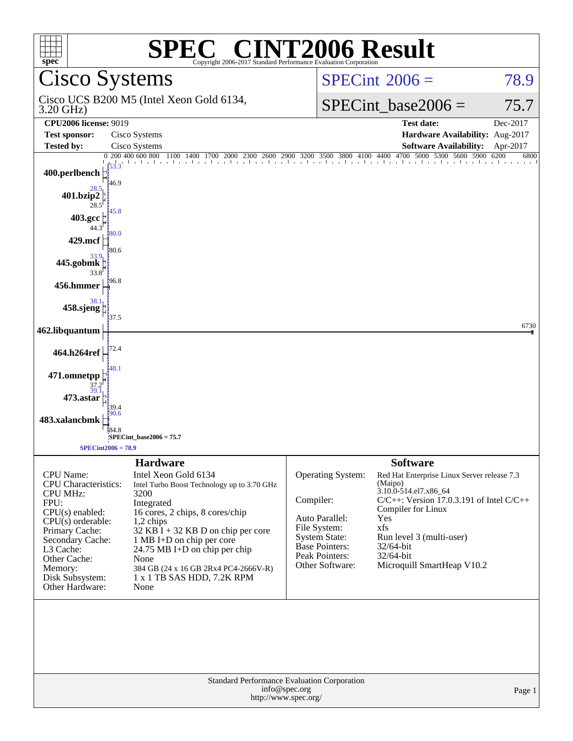# SPEC® CINT2006 Result

Copyright 2006-2017 Standard Performance Evaluation Corporation

## Cisco Systems

Cisco UCS B200 M5 (Intel Xeon Gold 6134, 3.20 GHz)

**SPECint 2006 = 78.9**

**SPECint_base2006 = 75.7**

| | | | |
|---|---|---|---|
| **CPU2006 license:** 9019 | | **Test date:** | Dec-2017 |
| **Test sponsor:** | Cisco Systems | **Hardware Availability:** | Aug-2017 |
| **Tested by:** | Cisco Systems | **Software Availability:** | Apr-2017 |

| Benchmark | Peak | Base |
|---|---|---|
| 400.perlbench | 53.3 | 46.9 |
| 401.bzip2 | 28.5 | 28.5 |
| 403.gcc | 45.8 | 44.3 |
| 429.mcf | 80.0 | 80.6 |
| 445.gobmk | 33.9 | 33.8 |
| 456.hmmer | | 96.8 |
| 458.sjeng | 38.1 | 37.5 |
| 462.libquantum | | 6730 |
| 464.h264ref | | 72.4 |
| 471.omnetpp | 48.1 | 37.2 |
| 473.astar | 39.1 | 39.4 |
| 483.xalancbmk | 90.6 | 84.8 |

SPECint_base2006 = 75.7

SPECint2006 = 78.9

### Hardware

| | |
|---|---|
| CPU Name: | Intel Xeon Gold 6134 |
| CPU Characteristics: | Intel Turbo Boost Technology up to 3.70 GHz |
| CPU MHz: | 3200 |
| FPU: | Integrated |
| CPU(s) enabled: | 16 cores, 2 chips, 8 cores/chip |
| CPU(s) orderable: | 1,2 chips |
| Primary Cache: | 32 KB I + 32 KB D on chip per core |
| Secondary Cache: | 1 MB I+D on chip per core |
| L3 Cache: | 24.75 MB I+D on chip per chip |
| Other Cache: | None |
| Memory: | 384 GB (24 x 16 GB 2Rx4 PC4-2666V-R) |
| Disk Subsystem: | 1 x 1 TB SAS HDD, 7.2K RPM |
| Other Hardware: | None |

### Software

| | |
|---|---|
| Operating System: | Red Hat Enterprise Linux Server release 7.3 (Maipo) 3.10.0-514.el7.x86_64 |
| Compiler: | C/C++: Version 17.0.3.191 of Intel C/C++ Compiler for Linux |
| Auto Parallel: | Yes |
| File System: | xfs |
| System State: | Run level 3 (multi-user) |
| Base Pointers: | 32/64-bit |
| Peak Pointers: | 32/64-bit |
| Other Software: | Microquill SmartHeap V10.2 |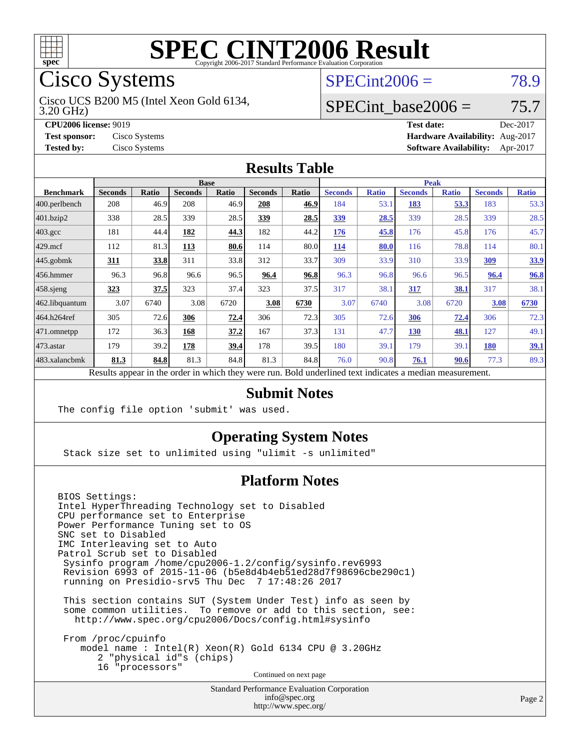# SPEC CINT2006 Result

Copyright 2006-2017 Standard Performance Evaluation Corporation

## Cisco Systems

Cisco UCS B200 M5 (Intel Xeon Gold 6134, 3.20 GHz)

SPECint2006 = 78.9

SPECint_base2006 = 75.7

**CPU2006 license:** 9019
**Test sponsor:** Cisco Systems
**Tested by:** Cisco Systems

**Test date:** Dec-2017
**Hardware Availability:** Aug-2017
**Software Availability:** Apr-2017

## Results Table

| Benchmark | Base | | | | | | Peak | | | | | |
|---|---|---|---|---|---|---|---|---|---|---|---|---|
| | Seconds | Ratio | Seconds | Ratio | Seconds | Ratio | Seconds | Ratio | Seconds | Ratio | Seconds | Ratio |
| 400.perlbench | 208 | 46.9 | 208 | 46.9 | **208** | **46.9** | 184 | 53.1 | **183** | **53.3** | 183 | 53.3 |
| 401.bzip2 | 338 | 28.5 | 339 | 28.5 | **339** | **28.5** | **339** | **28.5** | 339 | 28.5 | 339 | 28.5 |
| 403.gcc | 181 | 44.4 | **182** | **44.3** | 182 | 44.2 | **176** | **45.8** | 176 | 45.8 | 176 | 45.7 |
| 429.mcf | 112 | 81.3 | **113** | **80.6** | 114 | 80.0 | **114** | **80.0** | 116 | 78.8 | 114 | 80.1 |
| 445.gobmk | **311** | **33.8** | 311 | 33.8 | 312 | 33.7 | 309 | 33.9 | 310 | 33.9 | **309** | **33.9** |
| 456.hmmer | 96.3 | 96.8 | 96.6 | 96.5 | **96.4** | **96.8** | 96.3 | 96.8 | 96.6 | 96.5 | **96.4** | **96.8** |
| 458.sjeng | **323** | **37.5** | 323 | 37.4 | 323 | 37.5 | 317 | 38.1 | **317** | **38.1** | 317 | 38.1 |
| 462.libquantum | 3.07 | 6740 | 3.08 | 6720 | **3.08** | **6730** | 3.07 | 6740 | 3.08 | 6720 | **3.08** | **6730** |
| 464.h264ref | 305 | 72.6 | **306** | **72.4** | 306 | 72.3 | 305 | 72.6 | **306** | **72.4** | 306 | 72.3 |
| 471.omnetpp | 172 | 36.3 | **168** | **37.2** | 167 | 37.3 | 131 | 47.7 | **130** | **48.1** | 127 | 49.1 |
| 473.astar | 179 | 39.2 | **178** | **39.4** | 178 | 39.5 | 180 | 39.1 | 179 | 39.1 | **180** | **39.1** |
| 483.xalancbmk | **81.3** | **84.8** | 81.3 | 84.8 | 81.3 | 84.8 | 76.0 | 90.8 | **76.1** | **90.6** | 77.3 | 89.3 |

Results appear in the order in which they were run. Bold underlined text indicates a median measurement.

## Submit Notes

```
The config file option 'submit' was used.
```

## Operating System Notes

```
Stack size set to unlimited using "ulimit -s unlimited"
```

## Platform Notes

```
BIOS Settings:
Intel HyperThreading Technology set to Disabled
CPU performance set to Enterprise
Power Performance Tuning set to OS
SNC set to Disabled
IMC Interleaving set to Auto
Patrol Scrub set to Disabled
 Sysinfo program /home/cpu2006-1.2/config/sysinfo.rev6993
 Revision 6993 of 2015-11-06 (b5e8d4b4eb51ed28d7f98696cbe290c1)
 running on Presidio-srv5 Thu Dec  7 17:48:26 2017

 This section contains SUT (System Under Test) info as seen by
 some common utilities.  To remove or add to this section, see:
   http://www.spec.org/cpu2006/Docs/config.html#sysinfo

 From /proc/cpuinfo
    model name : Intel(R) Xeon(R) Gold 6134 CPU @ 3.20GHz
       2 "physical id"s (chips)
       16 "processors"
```

Continued on next page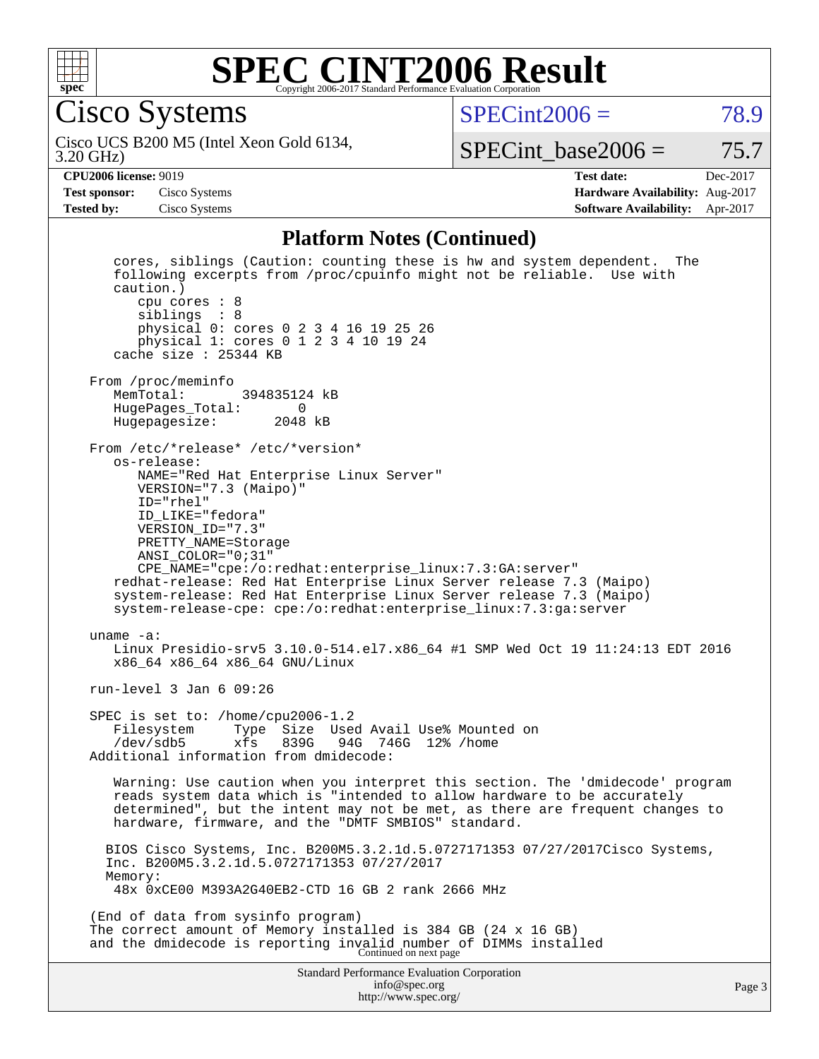## Platform Notes (Continued)

```
      cores, siblings (Caution: counting these is hw and system dependent.  The
      following excerpts from /proc/cpuinfo might not be reliable.  Use with
      caution.)
         cpu cores : 8
         siblings  : 8
         physical 0: cores 0 2 3 4 16 19 25 26
         physical 1: cores 0 1 2 3 4 10 19 24
      cache size : 25344 KB

   From /proc/meminfo
      MemTotal:       394835124 kB
      HugePages_Total:       0
      Hugepagesize:       2048 kB

   From /etc/*release* /etc/*version*
      os-release:
         NAME="Red Hat Enterprise Linux Server"
         VERSION="7.3 (Maipo)"
         ID="rhel"
         ID_LIKE="fedora"
         VERSION_ID="7.3"
         PRETTY_NAME=Storage
         ANSI_COLOR="0;31"
         CPE_NAME="cpe:/o:redhat:enterprise_linux:7.3:GA:server"
      redhat-release: Red Hat Enterprise Linux Server release 7.3 (Maipo)
      system-release: Red Hat Enterprise Linux Server release 7.3 (Maipo)
      system-release-cpe: cpe:/o:redhat:enterprise_linux:7.3:ga:server

   uname -a:
      Linux Presidio-srv5 3.10.0-514.el7.x86_64 #1 SMP Wed Oct 19 11:24:13 EDT 2016
      x86_64 x86_64 x86_64 GNU/Linux

   run-level 3 Jan 6 09:26

   SPEC is set to: /home/cpu2006-1.2
      Filesystem     Type  Size  Used Avail Use% Mounted on
      /dev/sdb5      xfs   839G   94G  746G  12% /home
   Additional information from dmidecode:

      Warning: Use caution when you interpret this section. The 'dmidecode' program
      reads system data which is "intended to allow hardware to be accurately
      determined", but the intent may not be met, as there are frequent changes to
      hardware, firmware, and the "DMTF SMBIOS" standard.

     BIOS Cisco Systems, Inc. B200M5.3.2.1d.5.0727171353 07/27/2017Cisco Systems,
     Inc. B200M5.3.2.1d.5.0727171353 07/27/2017
     Memory:
      48x 0xCE00 M393A2G40EB2-CTD 16 GB 2 rank 2666 MHz

   (End of data from sysinfo program)
   The correct amount of Memory installed is 384 GB (24 x 16 GB)
   and the dmidecode is reporting invalid number of DIMMs installed
```

Continued on next page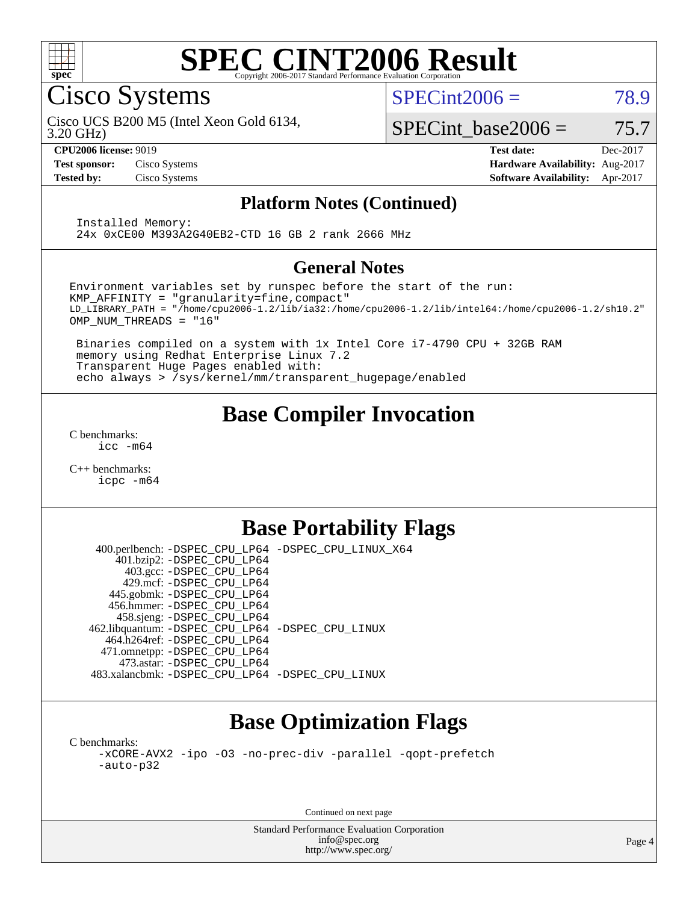# SPEC CINT2006 Result

## Cisco Systems

Cisco UCS B200 M5 (Intel Xeon Gold 6134, 3.20 GHz)

SPECint2006 = 78.9

SPECint_base2006 = 75.7

**CPU2006 license:** 9019
**Test sponsor:** Cisco Systems
**Tested by:** Cisco Systems

**Test date:** Dec-2017
**Hardware Availability:** Aug-2017
**Software Availability:** Apr-2017

## Platform Notes (Continued)

```
Installed Memory:
24x 0xCE00 M393A2G40EB2-CTD 16 GB 2 rank 2666 MHz
```

## General Notes

```
Environment variables set by runspec before the start of the run:
KMP_AFFINITY = "granularity=fine,compact"
LD_LIBRARY_PATH = "/home/cpu2006-1.2/lib/ia32:/home/cpu2006-1.2/lib/intel64:/home/cpu2006-1.2/sh10.2"
OMP_NUM_THREADS = "16"

 Binaries compiled on a system with 1x Intel Core i7-4790 CPU + 32GB RAM
 memory using Redhat Enterprise Linux 7.2
 Transparent Huge Pages enabled with:
 echo always > /sys/kernel/mm/transparent_hugepage/enabled
```

## Base Compiler Invocation

C benchmarks:
```
icc -m64
```

C++ benchmarks:
```
icpc -m64
```

## Base Portability Flags

| Benchmark | Flags |
|---|---|
| 400.perlbench: | -DSPEC_CPU_LP64 -DSPEC_CPU_LINUX_X64 |
| 401.bzip2: | -DSPEC_CPU_LP64 |
| 403.gcc: | -DSPEC_CPU_LP64 |
| 429.mcf: | -DSPEC_CPU_LP64 |
| 445.gobmk: | -DSPEC_CPU_LP64 |
| 456.hmmer: | -DSPEC_CPU_LP64 |
| 458.sjeng: | -DSPEC_CPU_LP64 |
| 462.libquantum: | -DSPEC_CPU_LP64 -DSPEC_CPU_LINUX |
| 464.h264ref: | -DSPEC_CPU_LP64 |
| 471.omnetpp: | -DSPEC_CPU_LP64 |
| 473.astar: | -DSPEC_CPU_LP64 |
| 483.xalancbmk: | -DSPEC_CPU_LP64 -DSPEC_CPU_LINUX |

## Base Optimization Flags

C benchmarks:
```
-xCORE-AVX2 -ipo -O3 -no-prec-div -parallel -qopt-prefetch
-auto-p32
```

Continued on next page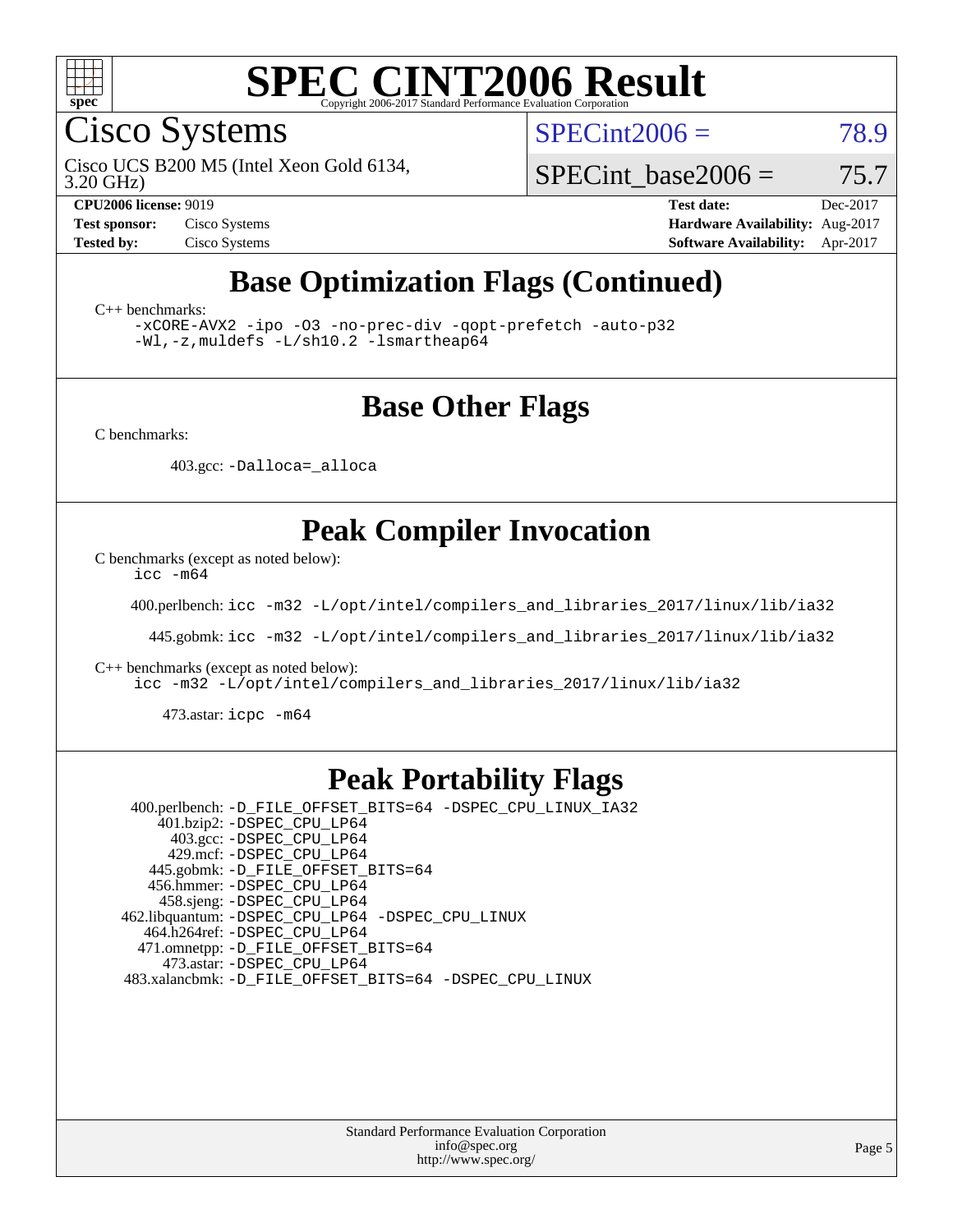# SPEC CINT2006 Result

Copyright 2006-2017 Standard Performance Evaluation Corporation

## Cisco Systems

Cisco UCS B200 M5 (Intel Xeon Gold 6134, 3.20 GHz)

SPECint2006 = 78.9

SPECint_base2006 = 75.7

**CPU2006 license:** 9019
**Test sponsor:** Cisco Systems
**Tested by:** Cisco Systems

**Test date:** Dec-2017
**Hardware Availability:** Aug-2017
**Software Availability:** Apr-2017

## Base Optimization Flags (Continued)

C++ benchmarks:

```
-xCORE-AVX2 -ipo -O3 -no-prec-div -qopt-prefetch -auto-p32
-Wl,-z,muldefs -L/sh10.2 -lsmartheap64
```

## Base Other Flags

C benchmarks:

403.gcc: `-Dalloca=_alloca`

## Peak Compiler Invocation

C benchmarks (except as noted below):

`icc -m64`

400.perlbench: `icc -m32 -L/opt/intel/compilers_and_libraries_2017/linux/lib/ia32`

445.gobmk: `icc -m32 -L/opt/intel/compilers_and_libraries_2017/linux/lib/ia32`

C++ benchmarks (except as noted below):

`icc -m32 -L/opt/intel/compilers_and_libraries_2017/linux/lib/ia32`

473.astar: `icpc -m64`

## Peak Portability Flags

- 400.perlbench: `-D_FILE_OFFSET_BITS=64 -DSPEC_CPU_LINUX_IA32`
- 401.bzip2: `-DSPEC_CPU_LP64`
- 403.gcc: `-DSPEC_CPU_LP64`
- 429.mcf: `-DSPEC_CPU_LP64`
- 445.gobmk: `-D_FILE_OFFSET_BITS=64`
- 456.hmmer: `-DSPEC_CPU_LP64`
- 458.sjeng: `-DSPEC_CPU_LP64`
- 462.libquantum: `-DSPEC_CPU_LP64 -DSPEC_CPU_LINUX`
- 464.h264ref: `-DSPEC_CPU_LP64`
- 471.omnetpp: `-D_FILE_OFFSET_BITS=64`
- 473.astar: `-DSPEC_CPU_LP64`
- 483.xalancbmk: `-D_FILE_OFFSET_BITS=64 -DSPEC_CPU_LINUX`

Standard Performance Evaluation Corporation
info@spec.org
http://www.spec.org/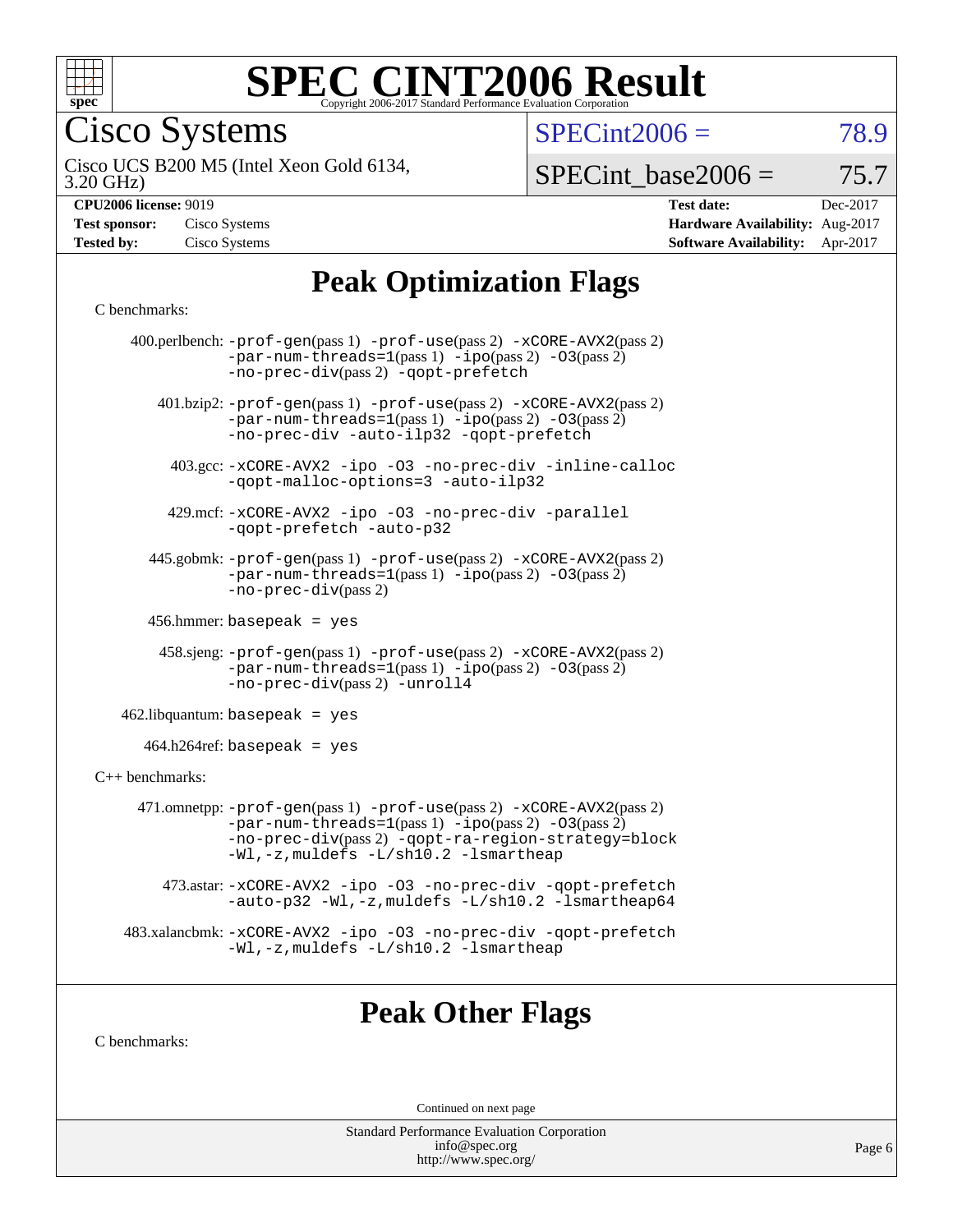# SPEC CINT2006 Result

Copyright 2006-2017 Standard Performance Evaluation Corporation

## Cisco Systems

Cisco UCS B200 M5 (Intel Xeon Gold 6134, 3.20 GHz)

SPECint2006 = 78.9

SPECint_base2006 = 75.7

**CPU2006 license:** 9019
**Test sponsor:** Cisco Systems
**Tested by:** Cisco Systems

**Test date:** Dec-2017
**Hardware Availability:** Aug-2017
**Software Availability:** Apr-2017

## Peak Optimization Flags

C benchmarks:

400.perlbench: -prof-gen(pass 1) -prof-use(pass 2) -xCORE-AVX2(pass 2) -par-num-threads=1(pass 1) -ipo(pass 2) -O3(pass 2) -no-prec-div(pass 2) -qopt-prefetch

401.bzip2: -prof-gen(pass 1) -prof-use(pass 2) -xCORE-AVX2(pass 2) -par-num-threads=1(pass 1) -ipo(pass 2) -O3(pass 2) -no-prec-div -auto-ilp32 -qopt-prefetch

403.gcc: -xCORE-AVX2 -ipo -O3 -no-prec-div -inline-calloc -qopt-malloc-options=3 -auto-ilp32

429.mcf: -xCORE-AVX2 -ipo -O3 -no-prec-div -parallel -qopt-prefetch -auto-p32

445.gobmk: -prof-gen(pass 1) -prof-use(pass 2) -xCORE-AVX2(pass 2) -par-num-threads=1(pass 1) -ipo(pass 2) -O3(pass 2) -no-prec-div(pass 2)

456.hmmer: basepeak = yes

458.sjeng: -prof-gen(pass 1) -prof-use(pass 2) -xCORE-AVX2(pass 2) -par-num-threads=1(pass 1) -ipo(pass 2) -O3(pass 2) -no-prec-div(pass 2) -unroll4

462.libquantum: basepeak = yes

464.h264ref: basepeak = yes

C++ benchmarks:

471.omnetpp: -prof-gen(pass 1) -prof-use(pass 2) -xCORE-AVX2(pass 2) -par-num-threads=1(pass 1) -ipo(pass 2) -O3(pass 2) -no-prec-div(pass 2) -qopt-ra-region-strategy=block -Wl,-z,muldefs -L/sh10.2 -lsmartheap

473.astar: -xCORE-AVX2 -ipo -O3 -no-prec-div -qopt-prefetch -auto-p32 -Wl,-z,muldefs -L/sh10.2 -lsmartheap64

483.xalancbmk: -xCORE-AVX2 -ipo -O3 -no-prec-div -qopt-prefetch -Wl,-z,muldefs -L/sh10.2 -lsmartheap

## Peak Other Flags

C benchmarks:

Continued on next page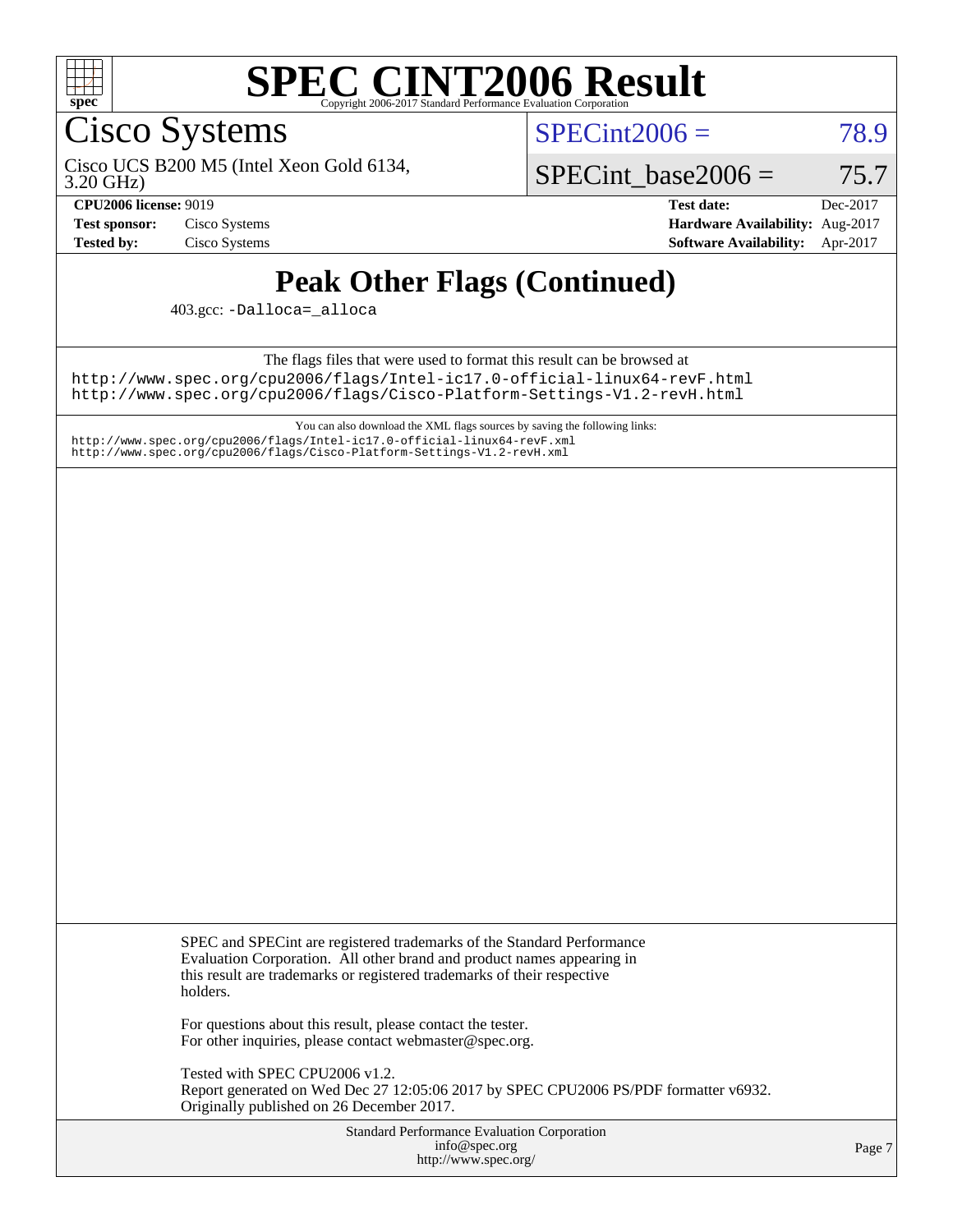# Peak Other Flags (Continued)

403.gcc: -Dalloca=_alloca

The flags files that were used to format this result can be browsed at
http://www.spec.org/cpu2006/flags/Intel-ic17.0-official-linux64-revF.html
http://www.spec.org/cpu2006/flags/Cisco-Platform-Settings-V1.2-revH.html

You can also download the XML flags sources by saving the following links:
http://www.spec.org/cpu2006/flags/Intel-ic17.0-official-linux64-revF.xml
http://www.spec.org/cpu2006/flags/Cisco-Platform-Settings-V1.2-revH.xml

SPEC and SPECint are registered trademarks of the Standard Performance Evaluation Corporation. All other brand and product names appearing in this result are trademarks or registered trademarks of their respective holders.

For questions about this result, please contact the tester.
For other inquiries, please contact webmaster@spec.org.

Tested with SPEC CPU2006 v1.2.
Report generated on Wed Dec 27 12:05:06 2017 by SPEC CPU2006 PS/PDF formatter v6932.
Originally published on 26 December 2017.